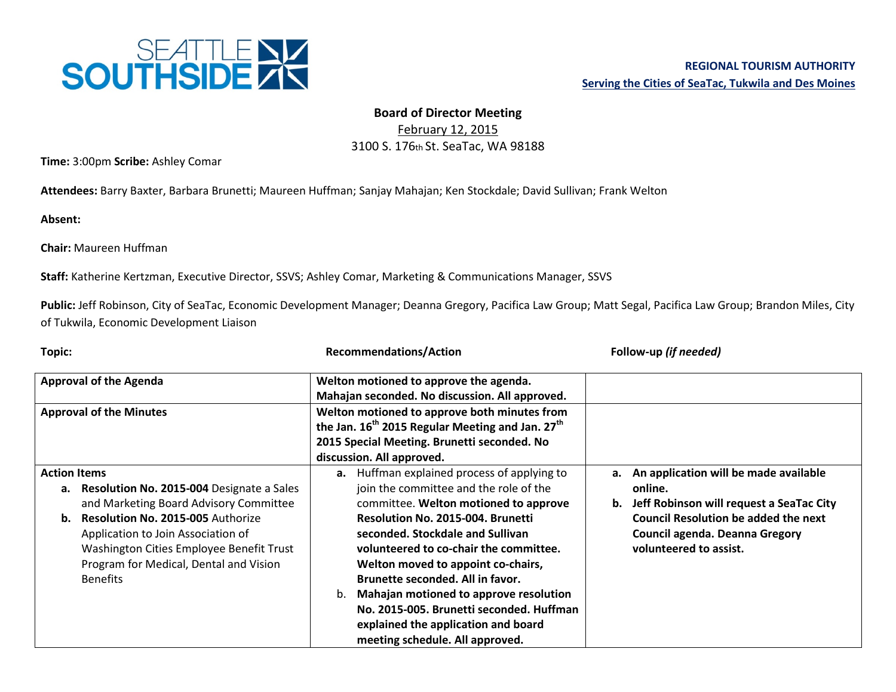SEATTLE SOUTHSIDE

**REGIONAL TOURISM AUTHORITY**
**Serving the Cities of SeaTac, Tukwila and Des Moines**

# Board of Director Meeting

February 12, 2015
3100 S. 176th St. SeaTac, WA 98188

**Time:** 3:00pm **Scribe:** Ashley Comar

**Attendees:** Barry Baxter, Barbara Brunetti; Maureen Huffman; Sanjay Mahajan; Ken Stockdale; David Sullivan; Frank Welton

**Absent:**

**Chair:** Maureen Huffman

**Staff:** Katherine Kertzman, Executive Director, SSVS; Ashley Comar, Marketing & Communications Manager, SSVS

**Public:** Jeff Robinson, City of SeaTac, Economic Development Manager; Deanna Gregory, Pacifica Law Group; Matt Segal, Pacifica Law Group; Brandon Miles, City of Tukwila, Economic Development Liaison

| Topic: | Recommendations/Action | Follow-up *(if needed)* |
| --- | --- | --- |
| **Approval of the Agenda** | **Welton motioned to approve the agenda. Mahajan seconded. No discussion. All approved.** | |
| **Approval of the Minutes** | **Welton motioned to approve both minutes from the Jan. 16th 2015 Regular Meeting and Jan. 27th 2015 Special Meeting. Brunetti seconded. No discussion. All approved.** | |
| **Action Items**<br>**a. Resolution No. 2015-004** Designate a Sales and Marketing Board Advisory Committee<br>**b. Resolution No. 2015-005** Authorize Application to Join Association of Washington Cities Employee Benefit Trust Program for Medical, Dental and Vision Benefits | **a.** Huffman explained process of applying to join the committee and the role of the committee. **Welton motioned to approve Resolution No. 2015-004. Brunetti seconded. Stockdale and Sullivan volunteered to co-chair the committee. Welton moved to appoint co-chairs, Brunette seconded. All in favor.**<br>b. **Mahajan motioned to approve resolution No. 2015-005. Brunetti seconded. Huffman explained the application and board meeting schedule. All approved.** | **a. An application will be made available online.**<br>**b. Jeff Robinson will request a SeaTac City Council Resolution be added the next Council agenda. Deanna Gregory volunteered to assist.** |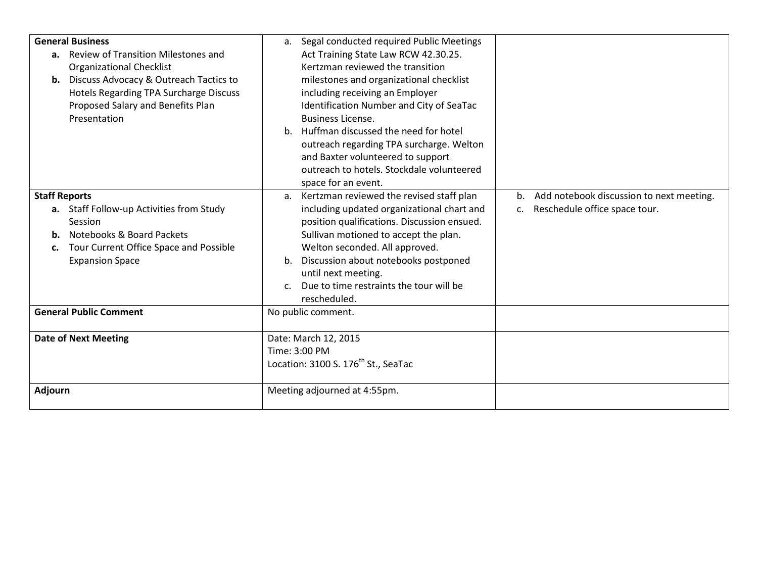| | | |
|---|---|---|
| **General Business**<br>**a.** Review of Transition Milestones and Organizational Checklist<br>**b.** Discuss Advocacy & Outreach Tactics to Hotels Regarding TPA Surcharge Discuss Proposed Salary and Benefits Plan Presentation | a. Segal conducted required Public Meetings Act Training State Law RCW 42.30.25. Kertzman reviewed the transition milestones and organizational checklist including receiving an Employer Identification Number and City of SeaTac Business License.<br>b. Huffman discussed the need for hotel outreach regarding TPA surcharge. Welton and Baxter volunteered to support outreach to hotels. Stockdale volunteered space for an event. | |
| **Staff Reports**<br>**a.** Staff Follow-up Activities from Study Session<br>**b.** Notebooks & Board Packets<br>**c.** Tour Current Office Space and Possible Expansion Space | a. Kertzman reviewed the revised staff plan including updated organizational chart and position qualifications. Discussion ensued. Sullivan motioned to accept the plan. Welton seconded. All approved.<br>b. Discussion about notebooks postponed until next meeting.<br>c. Due to time restraints the tour will be rescheduled. | b. Add notebook discussion to next meeting.<br>c. Reschedule office space tour. |
| **General Public Comment** | No public comment. | |
| **Date of Next Meeting** | Date: March 12, 2015<br>Time: 3:00 PM<br>Location: 3100 S. 176th St., SeaTac | |
| **Adjourn** | Meeting adjourned at 4:55pm. | |